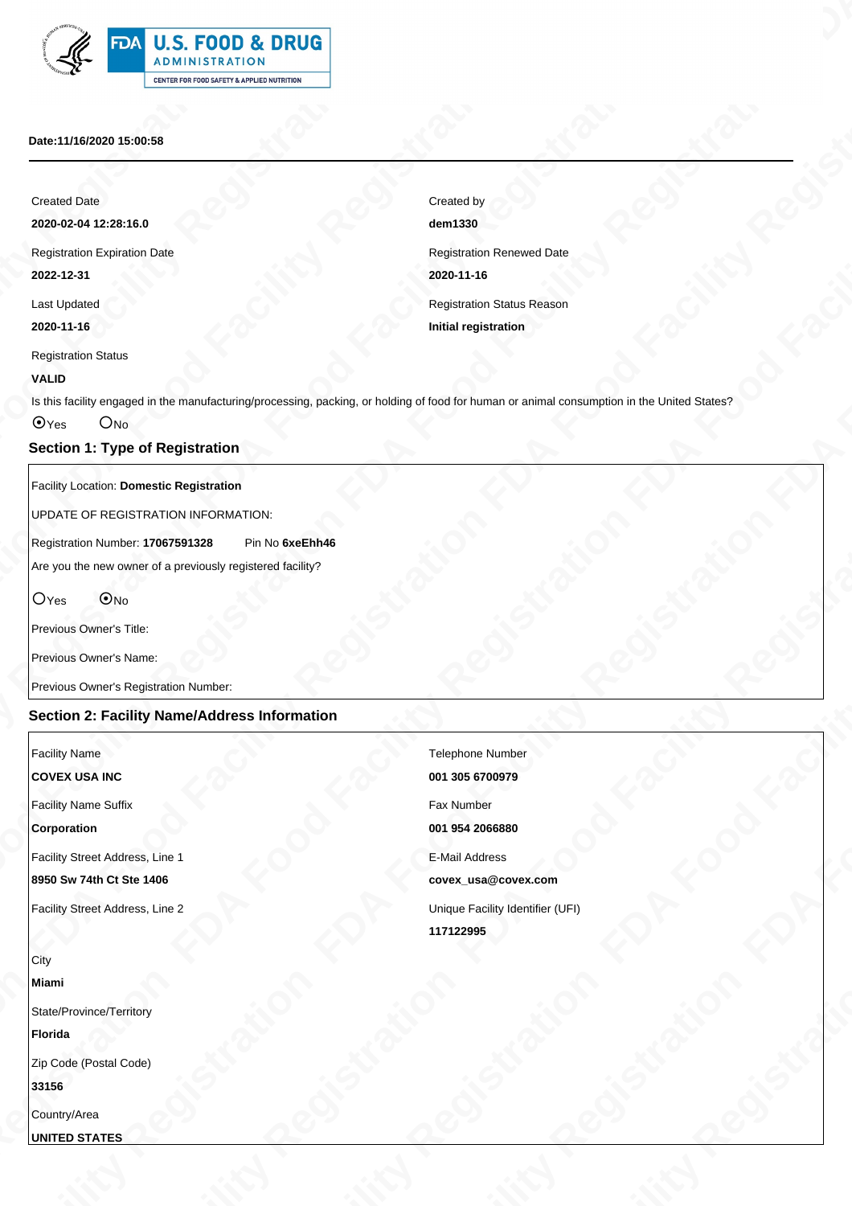**Date:11/16/2020 15:00:58**

---

Created Date

**2020-02-04 12:28:16.0**

Created by

**dem1330**

Registration Expiration Date

**2022-12-31**

Registration Renewed Date

**2020-11-16**

Last Updated

**2020-11-16**

Registration Status Reason

**Initial registration**

Registration Status

**VALID**

Is this facility engaged in the manufacturing/processing, packing, or holding of food for human or animal consumption in the United States?

⦿Yes ○No

## Section 1: Type of Registration

Facility Location: **Domestic Registration**

UPDATE OF REGISTRATION INFORMATION:

Registration Number: **17067591328** Pin No **6xeEhh46**

Are you the new owner of a previously registered facility?

○Yes ⦿No

Previous Owner's Title:

Previous Owner's Name:

Previous Owner's Registration Number:

## Section 2: Facility Name/Address Information

Facility Name

**COVEX USA INC**

Facility Name Suffix

**Corporation**

Facility Street Address, Line 1

**8950 Sw 74th Ct Ste 1406**

Facility Street Address, Line 2

City

**Miami**

State/Province/Territory

**Florida**

Zip Code (Postal Code)

**33156**

Country/Area

**UNITED STATES**

Telephone Number

**001 305 6700979**

Fax Number

**001 954 2066880**

E-Mail Address

**covex_usa@covex.com**

Unique Facility Identifier (UFI)

**117122995**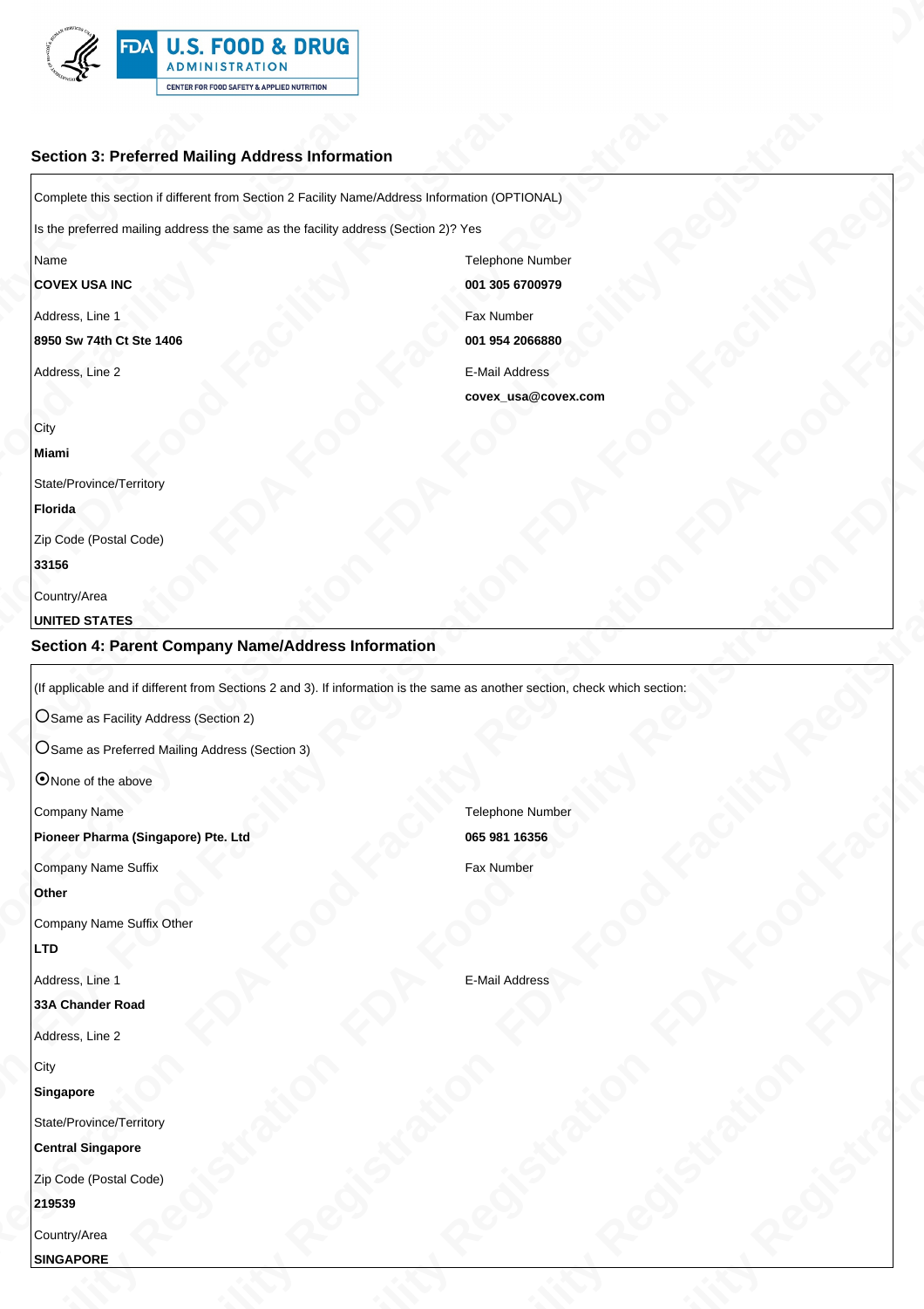### Section 3: Preferred Mailing Address Information

Complete this section if different from Section 2 Facility Name/Address Information (OPTIONAL)

Is the preferred mailing address the same as the facility address (Section 2)? Yes

| | |
|---|---|
| Name | Telephone Number |
| **COVEX USA INC** | **001 305 6700979** |
| Address, Line 1 | Fax Number |
| **8950 Sw 74th Ct Ste 1406** | **001 954 2066880** |
| Address, Line 2 | E-Mail Address |
| | **covex_usa@covex.com** |
| City | |
| **Miami** | |
| State/Province/Territory | |
| **Florida** | |
| Zip Code (Postal Code) | |
| **33156** | |
| Country/Area | |
| **UNITED STATES** | |

### Section 4: Parent Company Name/Address Information

(If applicable and if different from Sections 2 and 3). If information is the same as another section, check which section:

- ○ Same as Facility Address (Section 2)
- ○ Same as Preferred Mailing Address (Section 3)
- ⦿ None of the above

| | |
|---|---|
| Company Name | Telephone Number |
| **Pioneer Pharma (Singapore) Pte. Ltd** | **065 981 16356** |
| Company Name Suffix | Fax Number |
| **Other** | |
| Company Name Suffix Other | |
| **LTD** | |
| Address, Line 1 | E-Mail Address |
| **33A Chander Road** | |
| Address, Line 2 | |
| City | |
| **Singapore** | |
| State/Province/Territory | |
| **Central Singapore** | |
| Zip Code (Postal Code) | |
| **219539** | |
| Country/Area | |
| **SINGAPORE** | |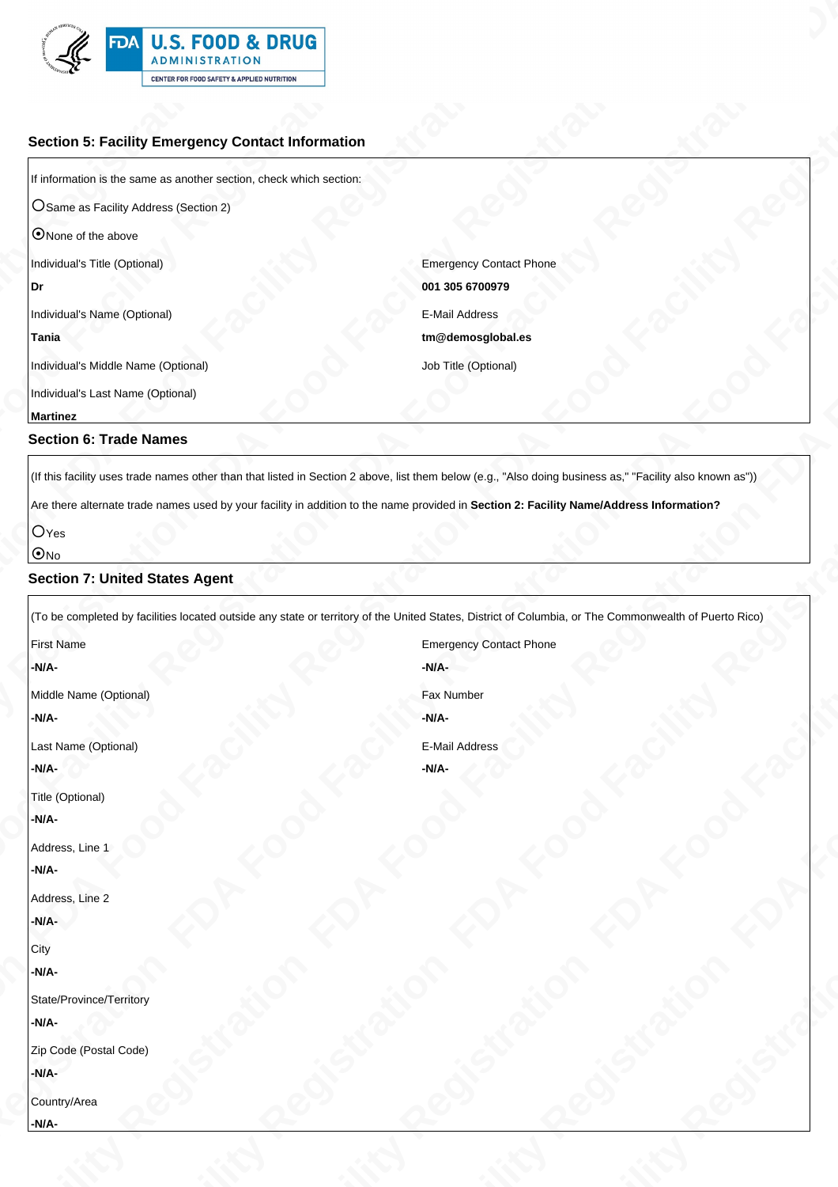## Section 5: Facility Emergency Contact Information

If information is the same as another section, check which section:

○ Same as Facility Address (Section 2)

⦿ None of the above

| Individual's Title (Optional) | Emergency Contact Phone |
|---|---|
| **Dr** | **001 305 6700979** |
| Individual's Name (Optional) | E-Mail Address |
| **Tania** | **tm@demosglobal.es** |
| Individual's Middle Name (Optional) | Job Title (Optional) |
| Individual's Last Name (Optional) | |
| **Martinez** | |

## Section 6: Trade Names

(If this facility uses trade names other than that listed in Section 2 above, list them below (e.g., "Also doing business as," "Facility also known as"))

Are there alternate trade names used by your facility in addition to the name provided in **Section 2: Facility Name/Address Information?**

○ Yes

⦿ No

## Section 7: United States Agent

(To be completed by facilities located outside any state or territory of the United States, District of Columbia, or The Commonwealth of Puerto Rico)

| First Name | Emergency Contact Phone |
|---|---|
| **-N/A-** | **-N/A-** |
| Middle Name (Optional) | Fax Number |
| **-N/A-** | **-N/A-** |
| Last Name (Optional) | E-Mail Address |
| **-N/A-** | **-N/A-** |

Title (Optional)

**-N/A-**

Address, Line 1

**-N/A-**

Address, Line 2

**-N/A-**

City

**-N/A-**

State/Province/Territory

**-N/A-**

Zip Code (Postal Code)

**-N/A-**

Country/Area

**-N/A-**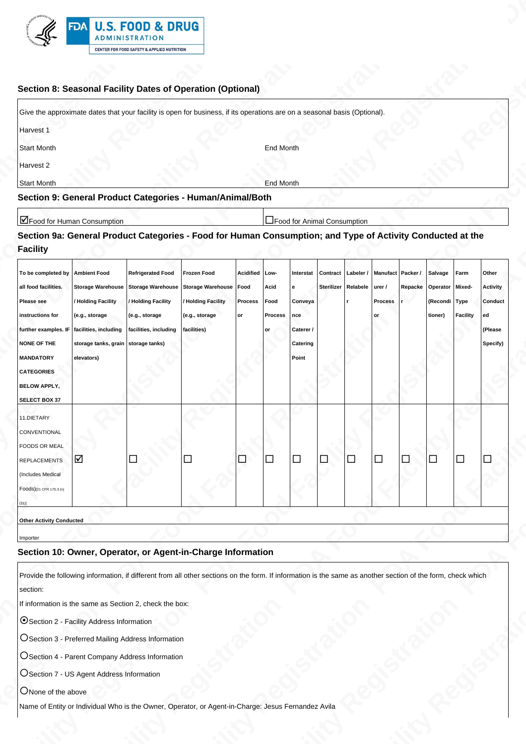## Section 8: Seasonal Facility Dates of Operation (Optional)

Give the approximate dates that your facility is open for business, if its operations are on a seasonal basis (Optional).

Harvest 1

Start Month | End Month

Harvest 2

Start Month | End Month

## Section 9: General Product Categories - Human/Animal/Both

☑ Food for Human Consumption ☐ Food for Animal Consumption

## Section 9a: General Product Categories - Food for Human Consumption; and Type of Activity Conducted at the Facility

| To be completed by all food facilities. Please see instructions for further examples. IF NONE OF THE MANDATORY CATEGORIES BELOW APPLY, SELECT BOX 37 | Ambient Food Storage Warehouse / Holding Facility (e.g., storage facilities, including storage tanks, grain elevators) | Refrigerated Food Storage Warehouse / Holding Facility (e.g., storage facilities, including storage tanks) | Frozen Food Storage Warehouse / Holding Facility (e.g., storage facilities) | Acidified Food Process or | Low-Acid Food Process or | Interstate Conveyance Caterer / Catering Point | Contract Sterilizer | Labeler / Relabeler | Manufacturer / Processor | Packer / Repacker | Salvage Operator (Reconditioner) | Farm Mixed-Type Facility | Other Activity Conducted (Please Specify) |
|---|---|---|---|---|---|---|---|---|---|---|---|---|---|
| 11.DIETARY CONVENTIONAL FOODS OR MEAL REPLACEMENTS (Includes Medical Foods)[21 CFR 170.3 (n)(31)] | ☑ | ☐ | ☐ | ☐ | ☐ | ☐ | ☐ | ☐ | ☐ | ☐ | ☐ | ☐ | ☐ |

**Other Activity Conducted**

Importer

## Section 10: Owner, Operator, or Agent-in-Charge Information

Provide the following information, if different from all other sections on the form. If information is the same as another section of the form, check which section:

If information is the same as Section 2, check the box:

◉ Section 2 - Facility Address Information

○ Section 3 - Preferred Mailing Address Information

○ Section 4 - Parent Company Address Information

○ Section 7 - US Agent Address Information

○ None of the above

Name of Entity or Individual Who is the Owner, Operator, or Agent-in-Charge: Jesus Fernandez Avila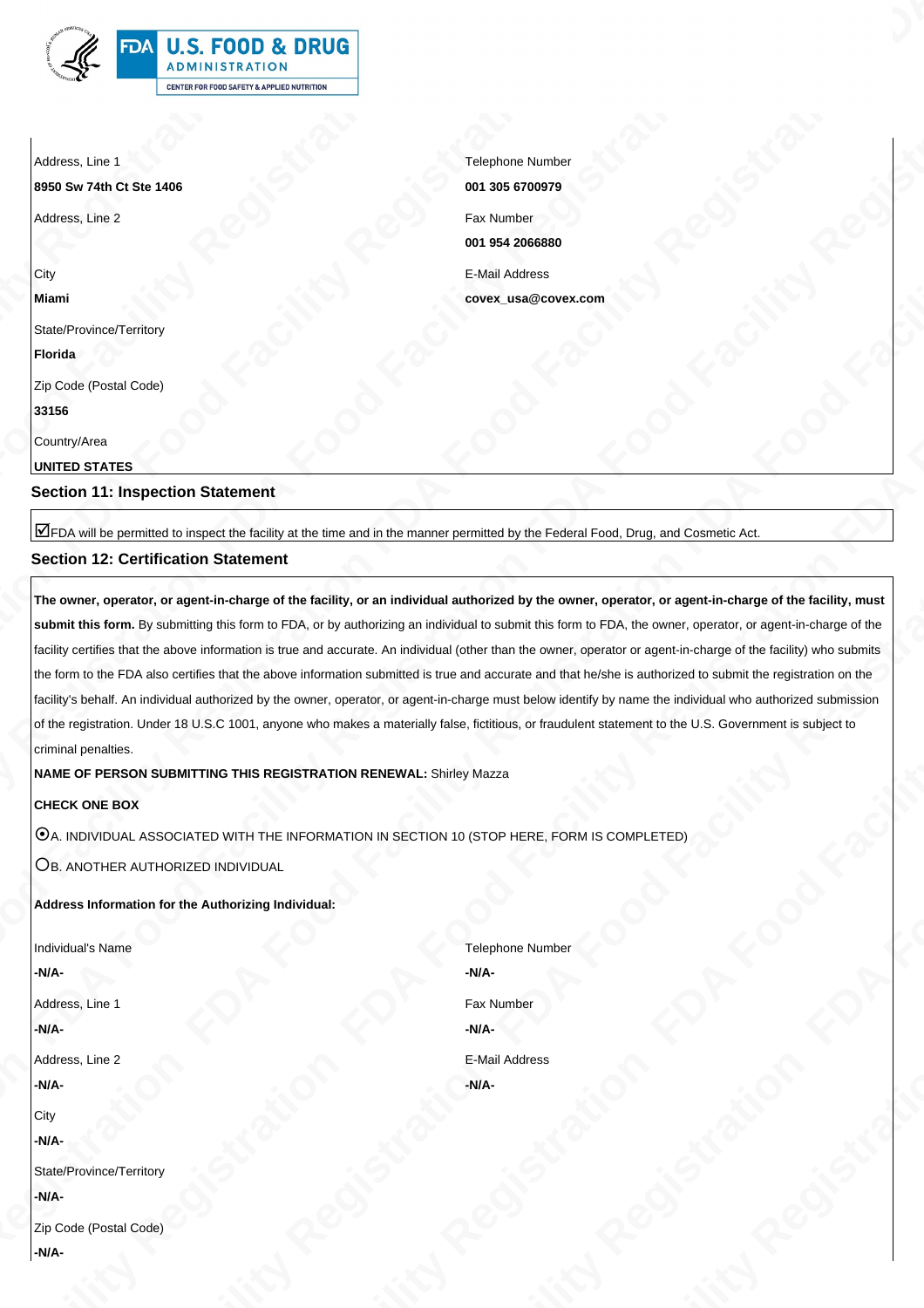| Address, Line 1 | Telephone Number |
|---|---|
| **8950 Sw 74th Ct Ste 1406** | **001 305 6700979** |
| Address, Line 2 | Fax Number |
| | **001 954 2066880** |
| City | E-Mail Address |
| **Miami** | **covex_usa@covex.com** |
| State/Province/Territory | |
| **Florida** | |
| Zip Code (Postal Code) | |
| **33156** | |
| Country/Area | |
| **UNITED STATES** | |

## Section 11: Inspection Statement

☑FDA will be permitted to inspect the facility at the time and in the manner permitted by the Federal Food, Drug, and Cosmetic Act.

## Section 12: Certification Statement

**The owner, operator, or agent-in-charge of the facility, or an individual authorized by the owner, operator, or agent-in-charge of the facility, must submit this form.** By submitting this form to FDA, or by authorizing an individual to submit this form to FDA, the owner, operator, or agent-in-charge of the facility certifies that the above information is true and accurate. An individual (other than the owner, operator or agent-in-charge of the facility) who submits the form to the FDA also certifies that the above information submitted is true and accurate and that he/she is authorized to submit the registration on the facility's behalf. An individual authorized by the owner, operator, or agent-in-charge must below identify by name the individual who authorized submission of the registration. Under 18 U.S.C 1001, anyone who makes a materially false, fictitious, or fraudulent statement to the U.S. Government is subject to criminal penalties.

**NAME OF PERSON SUBMITTING THIS REGISTRATION RENEWAL:** Shirley Mazza

**CHECK ONE BOX**

◉A. INDIVIDUAL ASSOCIATED WITH THE INFORMATION IN SECTION 10 (STOP HERE, FORM IS COMPLETED)

○B. ANOTHER AUTHORIZED INDIVIDUAL

**Address Information for the Authorizing Individual:**

| Individual's Name | Telephone Number |
|---|---|
| **-N/A-** | **-N/A-** |
| Address, Line 1 | Fax Number |
| **-N/A-** | **-N/A-** |
| Address, Line 2 | E-Mail Address |
| **-N/A-** | **-N/A-** |
| City | |
| **-N/A-** | |
| State/Province/Territory | |
| **-N/A-** | |
| Zip Code (Postal Code) | |
| **-N/A-** | |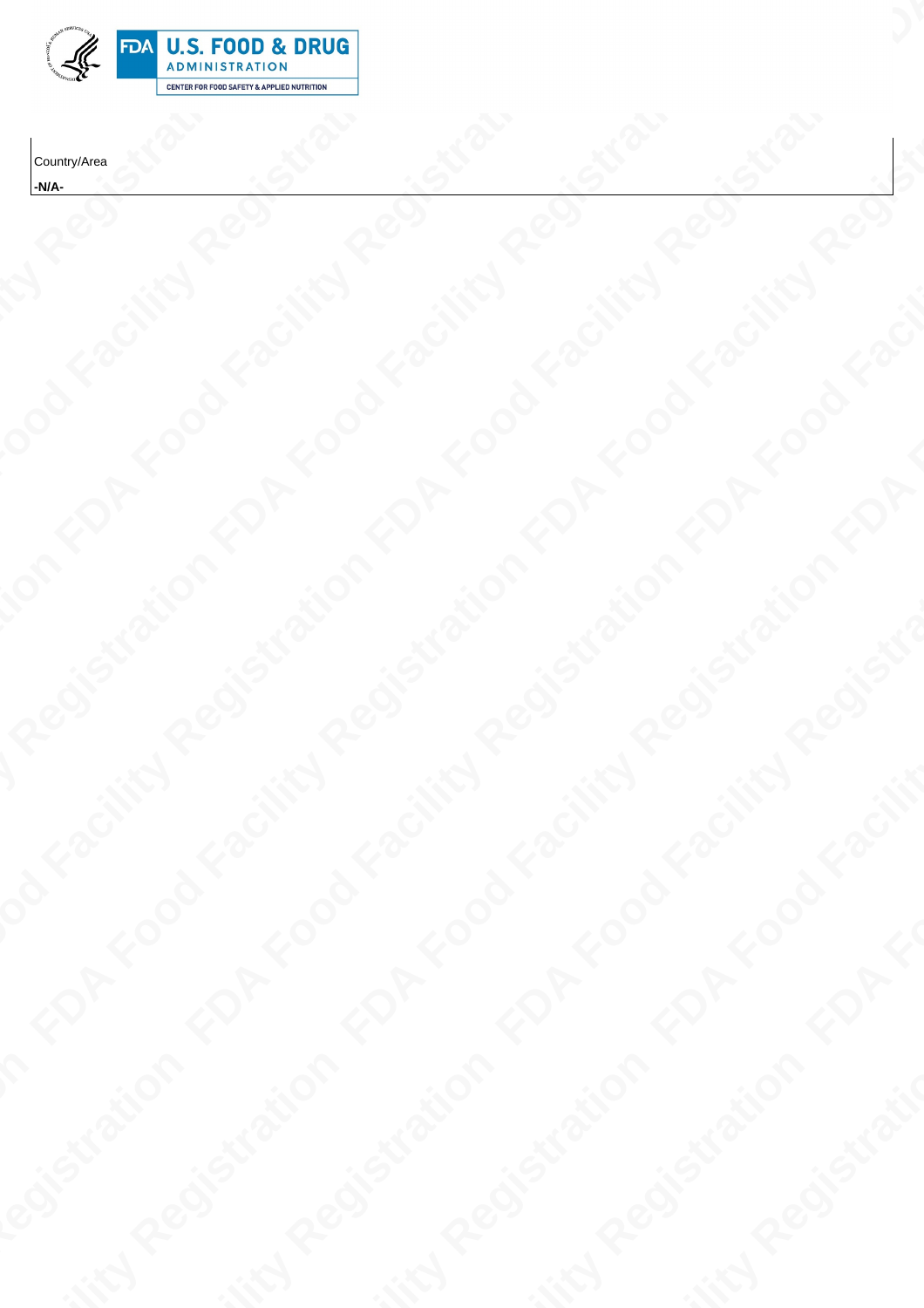Country/Area

**-N/A-**